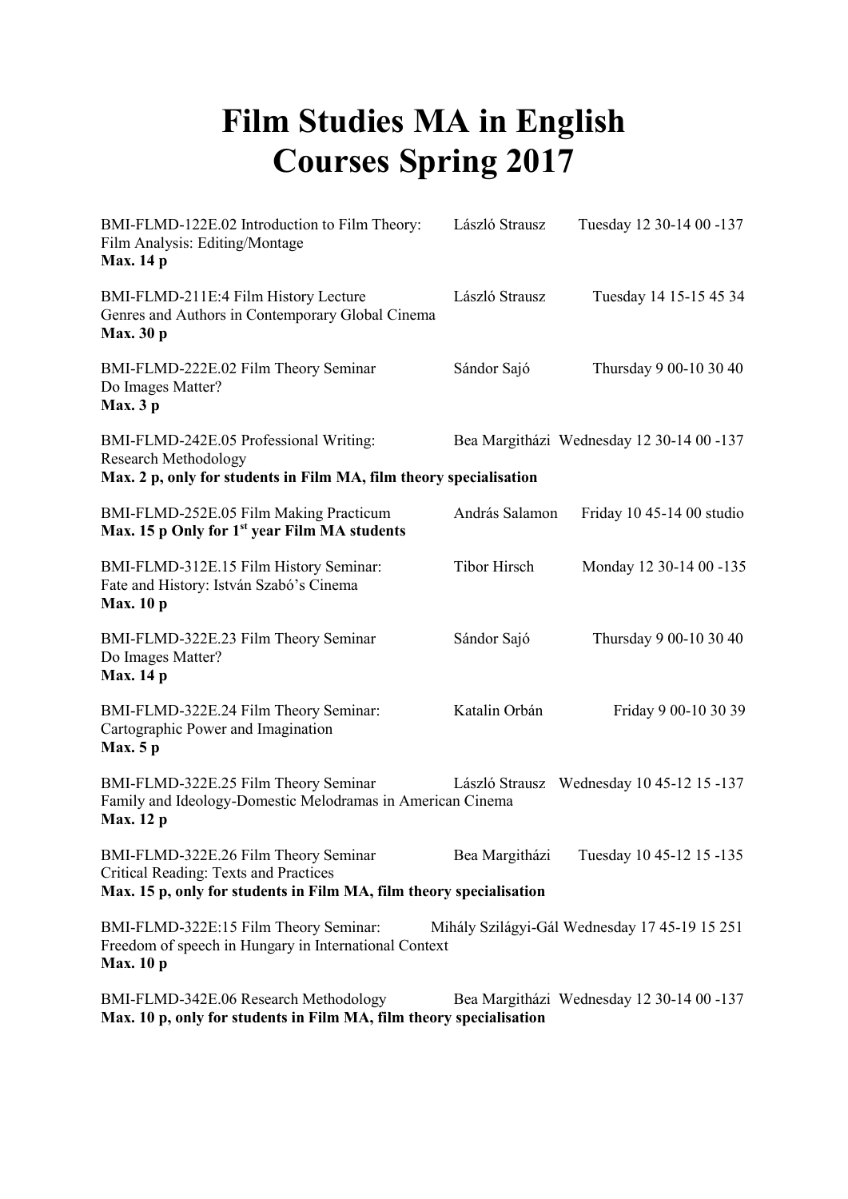# Film Studies MA in English
# Courses Spring 2017

BMI-FLMD-122E.02 Introduction to Film Theory: László Strausz Tuesday 12 30-14 00 -137
Film Analysis: Editing/Montage
**Max. 14 p**

BMI-FLMD-211E:4 Film History Lecture László Strausz Tuesday 14 15-15 45 34
Genres and Authors in Contemporary Global Cinema
**Max. 30 p**

BMI-FLMD-222E.02 Film Theory Seminar Sándor Sajó Thursday 9 00-10 30 40
Do Images Matter?
**Max. 3 p**

BMI-FLMD-242E.05 Professional Writing: Bea Margitházi Wednesday 12 30-14 00 -137
Research Methodology
**Max. 2 p, only for students in Film MA, film theory specialisation**

BMI-FLMD-252E.05 Film Making Practicum András Salamon Friday 10 45-14 00 studio
**Max. 15 p Only for 1st year Film MA students**

BMI-FLMD-312E.15 Film History Seminar: Tibor Hirsch Monday 12 30-14 00 -135
Fate and History: István Szabó's Cinema
**Max. 10 p**

BMI-FLMD-322E.23 Film Theory Seminar Sándor Sajó Thursday 9 00-10 30 40
Do Images Matter?
**Max. 14 p**

BMI-FLMD-322E.24 Film Theory Seminar: Katalin Orbán Friday 9 00-10 30 39
Cartographic Power and Imagination
**Max. 5 p**

BMI-FLMD-322E.25 Film Theory Seminar László Strausz Wednesday 10 45-12 15 -137
Family and Ideology-Domestic Melodramas in American Cinema
**Max. 12 p**

BMI-FLMD-322E.26 Film Theory Seminar Bea Margitházi Tuesday 10 45-12 15 -135
Critical Reading: Texts and Practices
**Max. 15 p, only for students in Film MA, film theory specialisation**

BMI-FLMD-322E:15 Film Theory Seminar: Mihály Szilágyi-Gál Wednesday 17 45-19 15 251
Freedom of speech in Hungary in International Context
**Max. 10 p**

BMI-FLMD-342E.06 Research Methodology Bea Margitházi Wednesday 12 30-14 00 -137
**Max. 10 p, only for students in Film MA, film theory specialisation**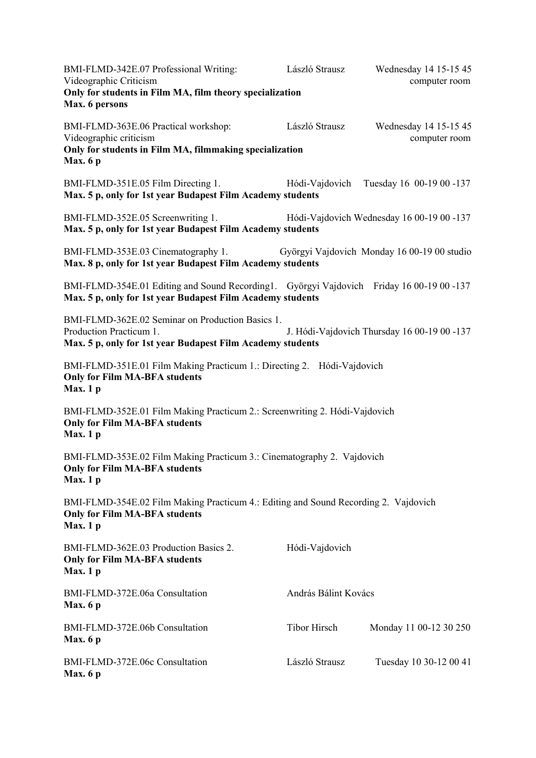BMI-FLMD-342E.07 Professional Writing: Videographic Criticism — László Strausz — Wednesday 14 15-15 45 computer room
**Only for students in Film MA, film theory specialization**
**Max. 6 persons**

BMI-FLMD-363E.06 Practical workshop: Videographic criticism — László Strausz — Wednesday 14 15-15 45 computer room
**Only for students in Film MA, filmmaking specialization**
**Max. 6 p**

BMI-FLMD-351E.05 Film Directing 1. — Hódi-Vajdovich — Tuesday 16 00-19 00 -137
**Max. 5 p, only for 1st year Budapest Film Academy students**

BMI-FLMD-352E.05 Screenwriting 1. — Hódi-Vajdovich Wednesday 16 00-19 00 -137
**Max. 5 p, only for 1st year Budapest Film Academy students**

BMI-FLMD-353E.03 Cinematography 1. — Györgyi Vajdovich Monday 16 00-19 00 studio
**Max. 8 p, only for 1st year Budapest Film Academy students**

BMI-FLMD-354E.01 Editing and Sound Recording1. — Györgyi Vajdovich — Friday 16 00-19 00 -137
**Max. 5 p, only for 1st year Budapest Film Academy students**

BMI-FLMD-362E.02 Seminar on Production Basics 1.
Production Practicum 1. — J. Hódi-Vajdovich Thursday 16 00-19 00 -137
**Max. 5 p, only for 1st year Budapest Film Academy students**

BMI-FLMD-351E.01 Film Making Practicum 1.: Directing 2. Hódi-Vajdovich
**Only for Film MA-BFA students**
**Max. 1 p**

BMI-FLMD-352E.01 Film Making Practicum 2.: Screenwriting 2. Hódi-Vajdovich
**Only for Film MA-BFA students**
**Max. 1 p**

BMI-FLMD-353E.02 Film Making Practicum 3.: Cinematography 2. Vajdovich
**Only for Film MA-BFA students**
**Max. 1 p**

BMI-FLMD-354E.02 Film Making Practicum 4.: Editing and Sound Recording 2. Vajdovich
**Only for Film MA-BFA students**
**Max. 1 p**

BMI-FLMD-362E.03 Production Basics 2. — Hódi-Vajdovich
**Only for Film MA-BFA students**
**Max. 1 p**

BMI-FLMD-372E.06a Consultation — András Bálint Kovács
**Max. 6 p**

BMI-FLMD-372E.06b Consultation — Tibor Hirsch — Monday 11 00-12 30 250
**Max. 6 p**

BMI-FLMD-372E.06c Consultation — László Strausz — Tuesday 10 30-12 00 41
**Max. 6 p**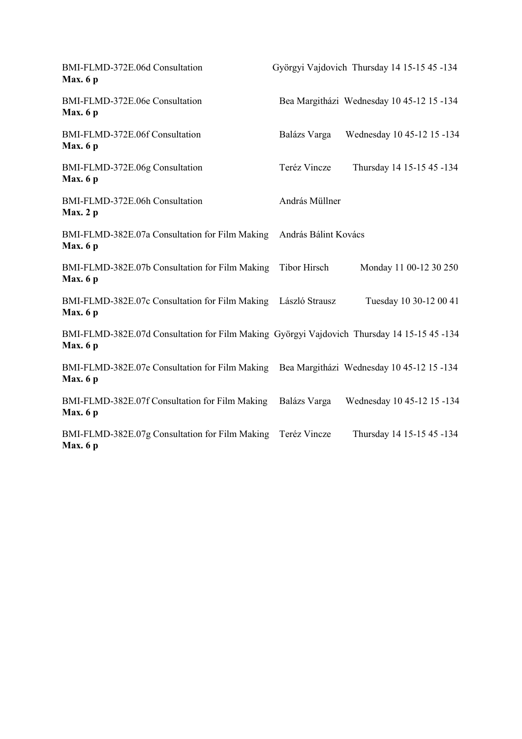BMI-FLMD-372E.06d Consultation Györgyi Vajdovich Thursday 14 15-15 45 -134
**Max. 6 p**

BMI-FLMD-372E.06e Consultation Bea Margitházi Wednesday 10 45-12 15 -134
**Max. 6 p**

BMI-FLMD-372E.06f Consultation Balázs Varga Wednesday 10 45-12 15 -134
**Max. 6 p**

BMI-FLMD-372E.06g Consultation Teréz Vincze Thursday 14 15-15 45 -134
**Max. 6 p**

BMI-FLMD-372E.06h Consultation András Müllner
**Max. 2 p**

BMI-FLMD-382E.07a Consultation for Film Making András Bálint Kovács
**Max. 6 p**

BMI-FLMD-382E.07b Consultation for Film Making Tibor Hirsch Monday 11 00-12 30 250
**Max. 6 p**

BMI-FLMD-382E.07c Consultation for Film Making László Strausz Tuesday 10 30-12 00 41
**Max. 6 p**

BMI-FLMD-382E.07d Consultation for Film Making Györgyi Vajdovich Thursday 14 15-15 45 -134
**Max. 6 p**

BMI-FLMD-382E.07e Consultation for Film Making Bea Margitházi Wednesday 10 45-12 15 -134
**Max. 6 p**

BMI-FLMD-382E.07f Consultation for Film Making Balázs Varga Wednesday 10 45-12 15 -134
**Max. 6 p**

BMI-FLMD-382E.07g Consultation for Film Making Teréz Vincze Thursday 14 15-15 45 -134
**Max. 6 p**